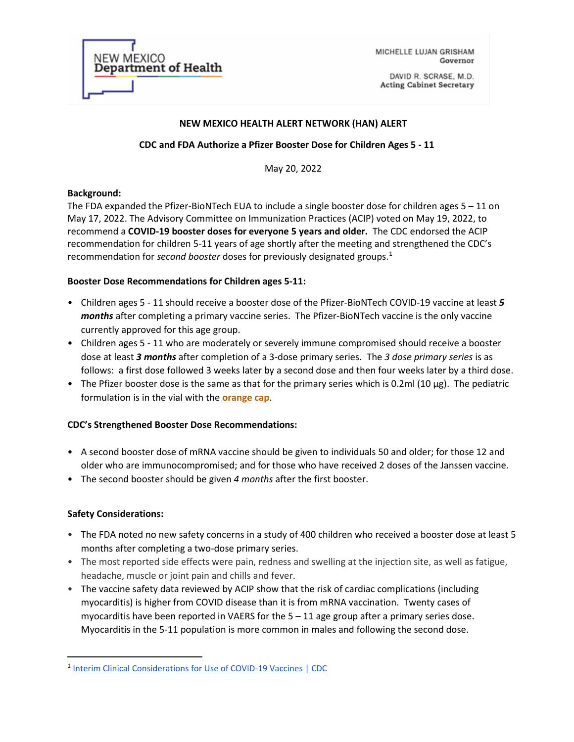NEW MEXICO
Department of Health

MICHELLE LUJAN GRISHAM
Governor

DAVID R. SCRASE, M.D.
Acting Cabinet Secretary

**NEW MEXICO HEALTH ALERT NETWORK (HAN) ALERT**

**CDC and FDA Authorize a Pfizer Booster Dose for Children Ages 5 - 11**

May 20, 2022

**Background:**
The FDA expanded the Pfizer-BioNTech EUA to include a single booster dose for children ages 5 – 11 on May 17, 2022. The Advisory Committee on Immunization Practices (ACIP) voted on May 19, 2022, to recommend a **COVID-19 booster doses for everyone 5 years and older.** The CDC endorsed the ACIP recommendation for children 5-11 years of age shortly after the meeting and strengthened the CDC's recommendation for *second booster* doses for previously designated groups.[1]

**Booster Dose Recommendations for Children ages 5-11:**

- Children ages 5 - 11 should receive a booster dose of the Pfizer-BioNTech COVID-19 vaccine at least ***5 months*** after completing a primary vaccine series. The Pfizer-BioNTech vaccine is the only vaccine currently approved for this age group.
- Children ages 5 - 11 who are moderately or severely immune compromised should receive a booster dose at least ***3 months*** after completion of a 3-dose primary series. The *3 dose primary series* is as follows: a first dose followed 3 weeks later by a second dose and then four weeks later by a third dose.
- The Pfizer booster dose is the same as that for the primary series which is 0.2ml (10 µg). The pediatric formulation is in the vial with the **orange cap**.

**CDC's Strengthened Booster Dose Recommendations:**

- A second booster dose of mRNA vaccine should be given to individuals 50 and older; for those 12 and older who are immunocompromised; and for those who have received 2 doses of the Janssen vaccine.
- The second booster should be given *4 months* after the first booster.

**Safety Considerations:**

- The FDA noted no new safety concerns in a study of 400 children who received a booster dose at least 5 months after completing a two-dose primary series.
- The most reported side effects were pain, redness and swelling at the injection site, as well as fatigue, headache, muscle or joint pain and chills and fever.
- The vaccine safety data reviewed by ACIP show that the risk of cardiac complications (including myocarditis) is higher from COVID disease than it is from mRNA vaccination. Twenty cases of myocarditis have been reported in VAERS for the 5 – 11 age group after a primary series dose. Myocarditis in the 5-11 population is more common in males and following the second dose.

---

[1] Interim Clinical Considerations for Use of COVID-19 Vaccines | CDC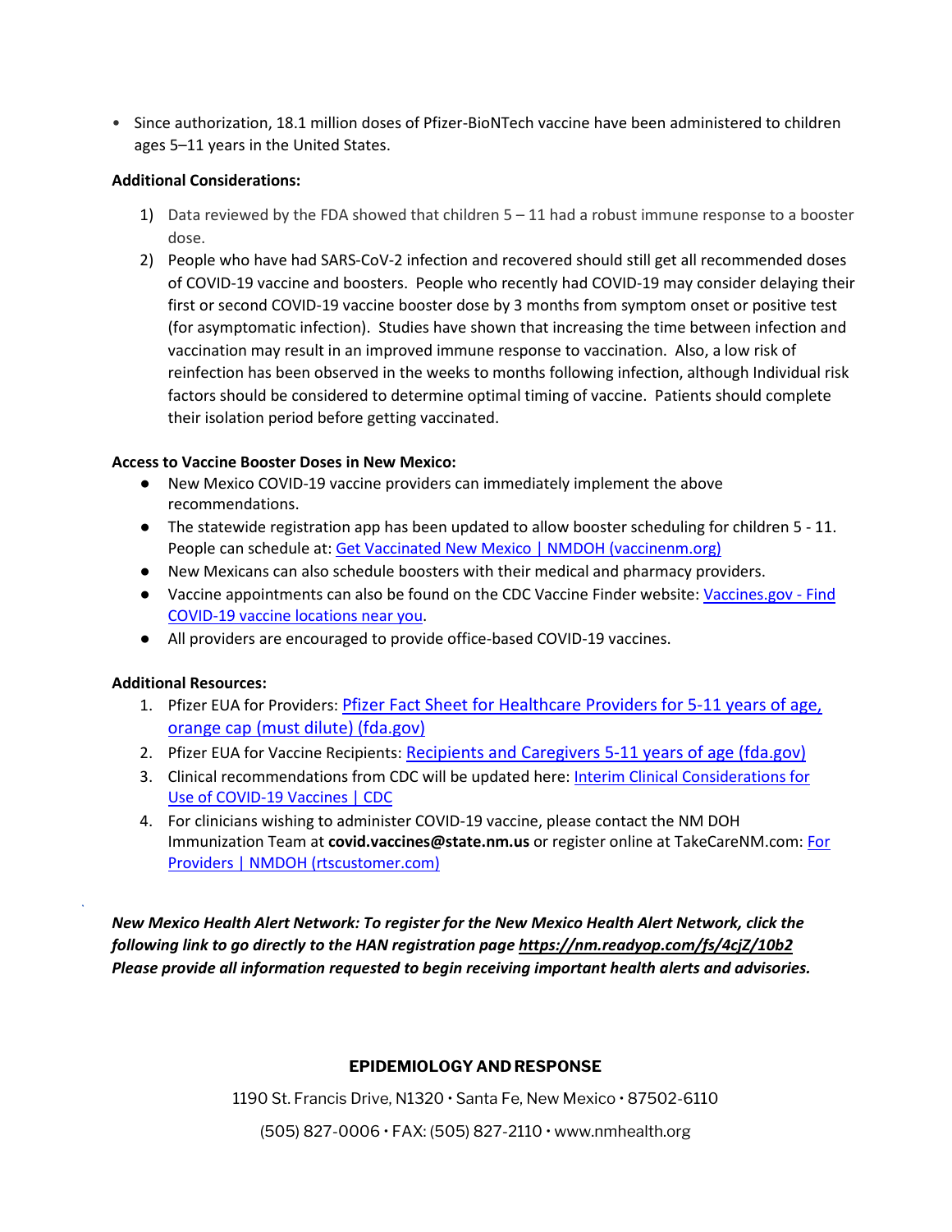- Since authorization, 18.1 million doses of Pfizer-BioNTech vaccine have been administered to children ages 5–11 years in the United States.

**Additional Considerations:**

1) Data reviewed by the FDA showed that children 5 – 11 had a robust immune response to a booster dose.
2) People who have had SARS-CoV-2 infection and recovered should still get all recommended doses of COVID-19 vaccine and boosters. People who recently had COVID-19 may consider delaying their first or second COVID-19 vaccine booster dose by 3 months from symptom onset or positive test (for asymptomatic infection). Studies have shown that increasing the time between infection and vaccination may result in an improved immune response to vaccination. Also, a low risk of reinfection has been observed in the weeks to months following infection, although Individual risk factors should be considered to determine optimal timing of vaccine. Patients should complete their isolation period before getting vaccinated.

**Access to Vaccine Booster Doses in New Mexico:**

- New Mexico COVID-19 vaccine providers can immediately implement the above recommendations.
- The statewide registration app has been updated to allow booster scheduling for children 5 - 11. People can schedule at: Get Vaccinated New Mexico | NMDOH (vaccinenm.org)
- New Mexicans can also schedule boosters with their medical and pharmacy providers.
- Vaccine appointments can also be found on the CDC Vaccine Finder website: Vaccines.gov - Find COVID-19 vaccine locations near you.
- All providers are encouraged to provide office-based COVID-19 vaccines.

**Additional Resources:**

1. Pfizer EUA for Providers: Pfizer Fact Sheet for Healthcare Providers for 5-11 years of age, orange cap (must dilute) (fda.gov)
2. Pfizer EUA for Vaccine Recipients: Recipients and Caregivers 5-11 years of age (fda.gov)
3. Clinical recommendations from CDC will be updated here: Interim Clinical Considerations for Use of COVID-19 Vaccines | CDC
4. For clinicians wishing to administer COVID-19 vaccine, please contact the NM DOH Immunization Team at **covid.vaccines@state.nm.us** or register online at TakeCareNM.com: For Providers | NMDOH (rtscustomer.com)

***New Mexico Health Alert Network: To register for the New Mexico Health Alert Network, click the following link to go directly to the HAN registration page https://nm.readyop.com/fs/4cjZ/10b2 Please provide all information requested to begin receiving important health alerts and advisories.***

**EPIDEMIOLOGY AND RESPONSE**

1190 St. Francis Drive, N1320 • Santa Fe, New Mexico • 87502-6110

(505) 827-0006 • FAX: (505) 827-2110 • www.nmhealth.org